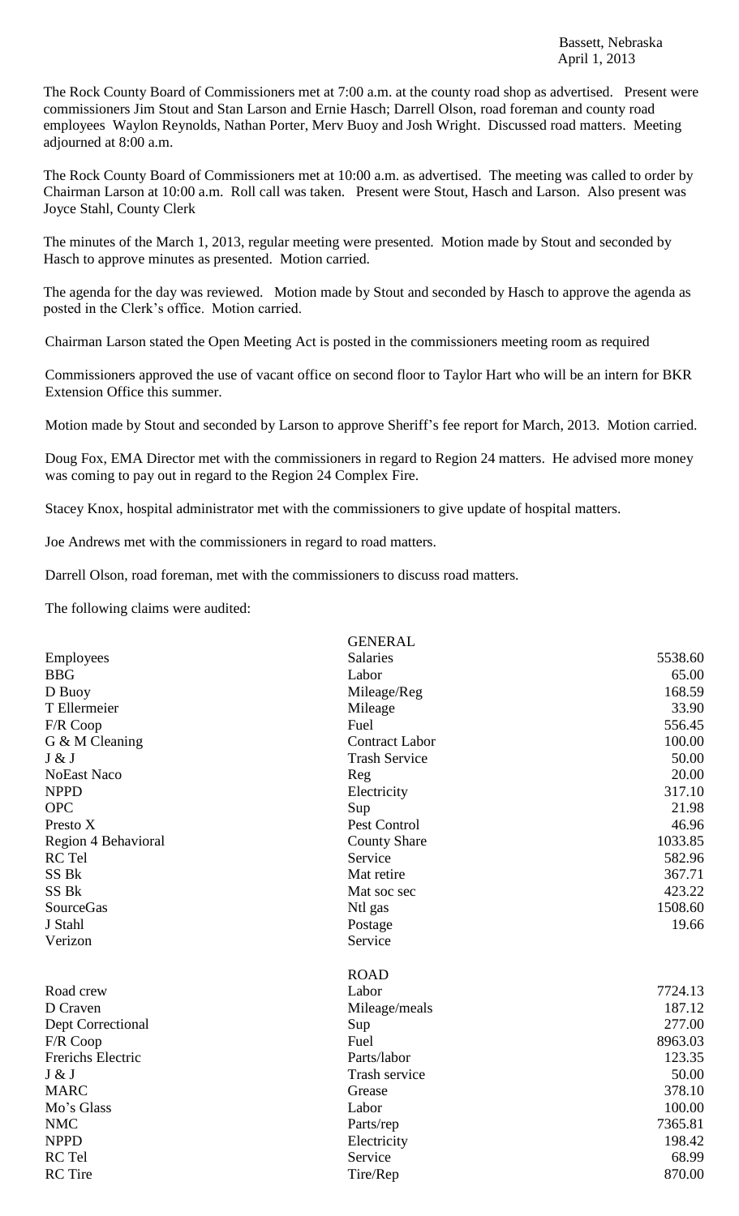Bassett, Nebraska
April 1, 2013

The Rock County Board of Commissioners met at 7:00 a.m. at the county road shop as advertised. Present were commissioners Jim Stout and Stan Larson and Ernie Hasch; Darrell Olson, road foreman and county road employees Waylon Reynolds, Nathan Porter, Merv Buoy and Josh Wright. Discussed road matters. Meeting adjourned at 8:00 a.m.

The Rock County Board of Commissioners met at 10:00 a.m. as advertised. The meeting was called to order by Chairman Larson at 10:00 a.m. Roll call was taken. Present were Stout, Hasch and Larson. Also present was Joyce Stahl, County Clerk

The minutes of the March 1, 2013, regular meeting were presented. Motion made by Stout and seconded by Hasch to approve minutes as presented. Motion carried.

The agenda for the day was reviewed. Motion made by Stout and seconded by Hasch to approve the agenda as posted in the Clerk's office. Motion carried.

Chairman Larson stated the Open Meeting Act is posted in the commissioners meeting room as required

Commissioners approved the use of vacant office on second floor to Taylor Hart who will be an intern for BKR Extension Office this summer.

Motion made by Stout and seconded by Larson to approve Sheriff's fee report for March, 2013. Motion carried.

Doug Fox, EMA Director met with the commissioners in regard to Region 24 matters. He advised more money was coming to pay out in regard to the Region 24 Complex Fire.

Stacey Knox, hospital administrator met with the commissioners to give update of hospital matters.

Joe Andrews met with the commissioners in regard to road matters.

Darrell Olson, road foreman, met with the commissioners to discuss road matters.

The following claims were audited:

| | GENERAL | |
|---|---|---|
| Employees | Salaries | 5538.60 |
| BBG | Labor | 65.00 |
| D Buoy | Mileage/Reg | 168.59 |
| T Ellermeier | Mileage | 33.90 |
| F/R Coop | Fuel | 556.45 |
| G & M Cleaning | Contract Labor | 100.00 |
| J & J | Trash Service | 50.00 |
| NoEast Naco | Reg | 20.00 |
| NPPD | Electricity | 317.10 |
| OPC | Sup | 21.98 |
| Presto X | Pest Control | 46.96 |
| Region 4 Behavioral | County Share | 1033.85 |
| RC Tel | Service | 582.96 |
| SS Bk | Mat retire | 367.71 |
| SS Bk | Mat soc sec | 423.22 |
| SourceGas | Ntl gas | 1508.60 |
| J Stahl | Postage | 19.66 |
| Verizon | Service | |
| | ROAD | |
| Road crew | Labor | 7724.13 |
| D Craven | Mileage/meals | 187.12 |
| Dept Correctional | Sup | 277.00 |
| F/R Coop | Fuel | 8963.03 |
| Frerichs Electric | Parts/labor | 123.35 |
| J & J | Trash service | 50.00 |
| MARC | Grease | 378.10 |
| Mo's Glass | Labor | 100.00 |
| NMC | Parts/rep | 7365.81 |
| NPPD | Electricity | 198.42 |
| RC Tel | Service | 68.99 |
| RC Tire | Tire/Rep | 870.00 |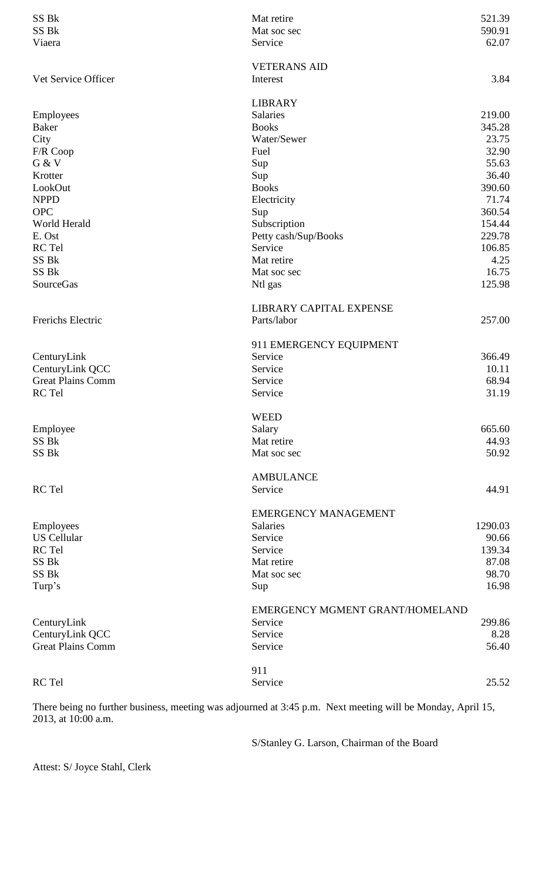| | | |
|---|---|---|
| SS Bk | Mat retire | 521.39 |
| SS Bk | Mat soc sec | 590.91 |
| Viaera | Service | 62.07 |
| | **VETERANS AID** | |
| Vet Service Officer | Interest | 3.84 |
| | **LIBRARY** | |
| Employees | Salaries | 219.00 |
| Baker | Books | 345.28 |
| City | Water/Sewer | 23.75 |
| F/R Coop | Fuel | 32.90 |
| G & V | Sup | 55.63 |
| Krotter | Sup | 36.40 |
| LookOut | Books | 390.60 |
| NPPD | Electricity | 71.74 |
| OPC | Sup | 360.54 |
| World Herald | Subscription | 154.44 |
| E. Ost | Petty cash/Sup/Books | 229.78 |
| RC Tel | Service | 106.85 |
| SS Bk | Mat retire | 4.25 |
| SS Bk | Mat soc sec | 16.75 |
| SourceGas | Ntl gas | 125.98 |
| | **LIBRARY CAPITAL EXPENSE** | |
| Frerichs Electric | Parts/labor | 257.00 |
| | **911 EMERGENCY EQUIPMENT** | |
| CenturyLink | Service | 366.49 |
| CenturyLink QCC | Service | 10.11 |
| Great Plains Comm | Service | 68.94 |
| RC Tel | Service | 31.19 |
| | **WEED** | |
| Employee | Salary | 665.60 |
| SS Bk | Mat retire | 44.93 |
| SS Bk | Mat soc sec | 50.92 |
| | **AMBULANCE** | |
| RC Tel | Service | 44.91 |
| | **EMERGENCY MANAGEMENT** | |
| Employees | Salaries | 1290.03 |
| US Cellular | Service | 90.66 |
| RC Tel | Service | 139.34 |
| SS Bk | Mat retire | 87.08 |
| SS Bk | Mat soc sec | 98.70 |
| Turp's | Sup | 16.98 |
| | **EMERGENCY MGMENT GRANT/HOMELAND** | |
| CenturyLink | Service | 299.86 |
| CenturyLink QCC | Service | 8.28 |
| Great Plains Comm | Service | 56.40 |
| | **911** | |
| RC Tel | Service | 25.52 |

There being no further business, meeting was adjourned at 3:45 p.m. Next meeting will be Monday, April 15, 2013, at 10:00 a.m.

S/Stanley G. Larson, Chairman of the Board

Attest: S/ Joyce Stahl, Clerk